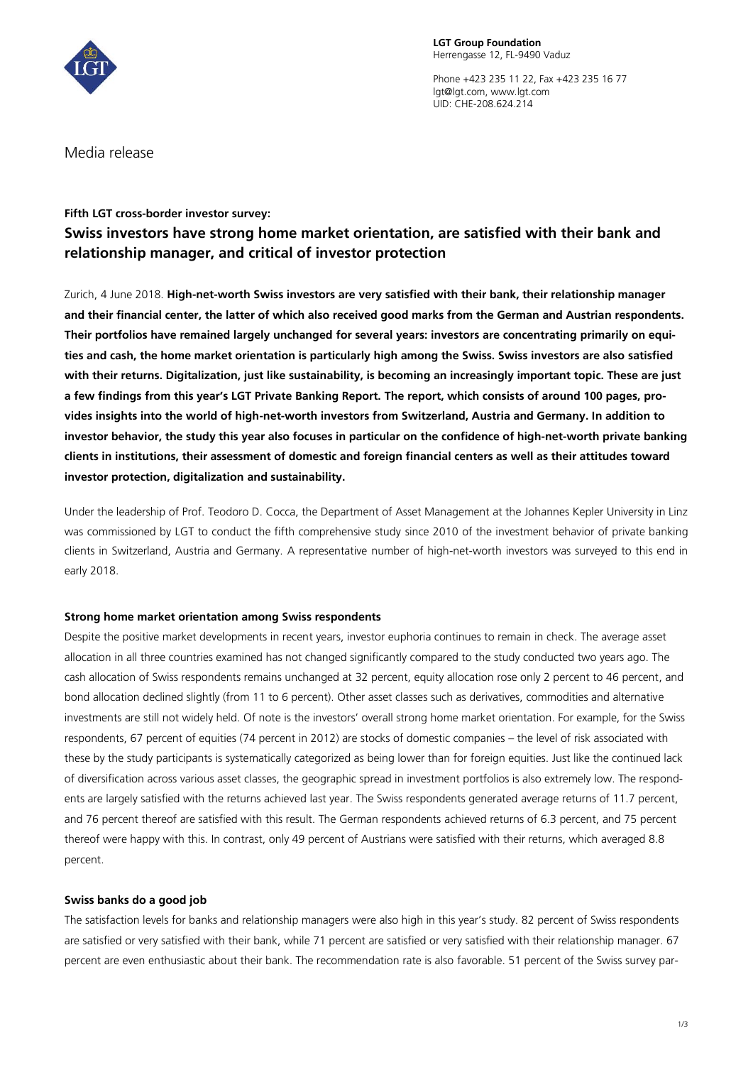**LGT Group Foundation**
Herrengasse 12, FL-9490 Vaduz

Phone +423 235 11 22, Fax +423 235 16 77
lgt@lgt.com, www.lgt.com
UID: CHE-208.624.214

Media release

**Fifth LGT cross-border investor survey:**

## Swiss investors have strong home market orientation, are satisfied with their bank and relationship manager, and critical of investor protection

Zurich, 4 June 2018. **High-net-worth Swiss investors are very satisfied with their bank, their relationship manager and their financial center, the latter of which also received good marks from the German and Austrian respondents. Their portfolios have remained largely unchanged for several years: investors are concentrating primarily on equities and cash, the home market orientation is particularly high among the Swiss. Swiss investors are also satisfied with their returns. Digitalization, just like sustainability, is becoming an increasingly important topic. These are just a few findings from this year's LGT Private Banking Report. The report, which consists of around 100 pages, provides insights into the world of high-net-worth investors from Switzerland, Austria and Germany. In addition to investor behavior, the study this year also focuses in particular on the confidence of high-net-worth private banking clients in institutions, their assessment of domestic and foreign financial centers as well as their attitudes toward investor protection, digitalization and sustainability.**

Under the leadership of Prof. Teodoro D. Cocca, the Department of Asset Management at the Johannes Kepler University in Linz was commissioned by LGT to conduct the fifth comprehensive study since 2010 of the investment behavior of private banking clients in Switzerland, Austria and Germany. A representative number of high-net-worth investors was surveyed to this end in early 2018.

### Strong home market orientation among Swiss respondents

Despite the positive market developments in recent years, investor euphoria continues to remain in check. The average asset allocation in all three countries examined has not changed significantly compared to the study conducted two years ago. The cash allocation of Swiss respondents remains unchanged at 32 percent, equity allocation rose only 2 percent to 46 percent, and bond allocation declined slightly (from 11 to 6 percent). Other asset classes such as derivatives, commodities and alternative investments are still not widely held. Of note is the investors' overall strong home market orientation. For example, for the Swiss respondents, 67 percent of equities (74 percent in 2012) are stocks of domestic companies – the level of risk associated with these by the study participants is systematically categorized as being lower than for foreign equities. Just like the continued lack of diversification across various asset classes, the geographic spread in investment portfolios is also extremely low. The respondents are largely satisfied with the returns achieved last year. The Swiss respondents generated average returns of 11.7 percent, and 76 percent thereof are satisfied with this result. The German respondents achieved returns of 6.3 percent, and 75 percent thereof were happy with this. In contrast, only 49 percent of Austrians were satisfied with their returns, which averaged 8.8 percent.

### Swiss banks do a good job

The satisfaction levels for banks and relationship managers were also high in this year's study. 82 percent of Swiss respondents are satisfied or very satisfied with their bank, while 71 percent are satisfied or very satisfied with their relationship manager. 67 percent are even enthusiastic about their bank. The recommendation rate is also favorable. 51 percent of the Swiss survey par-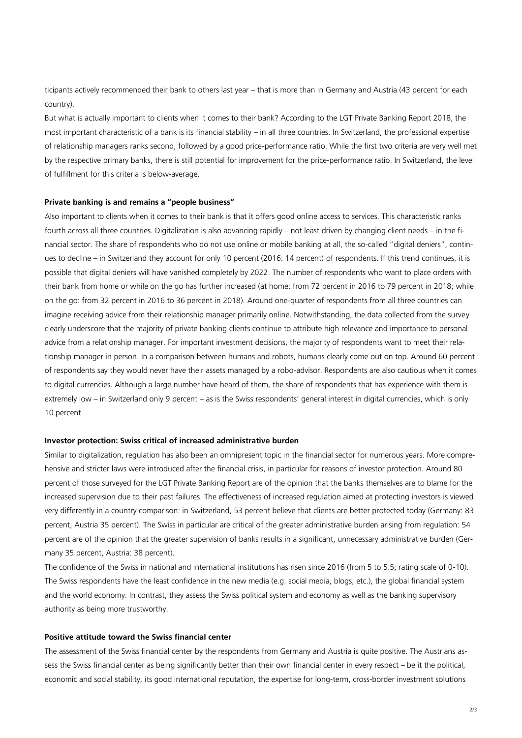ticipants actively recommended their bank to others last year – that is more than in Germany and Austria (43 percent for each country).

But what is actually important to clients when it comes to their bank? According to the LGT Private Banking Report 2018, the most important characteristic of a bank is its financial stability – in all three countries. In Switzerland, the professional expertise of relationship managers ranks second, followed by a good price-performance ratio. While the first two criteria are very well met by the respective primary banks, there is still potential for improvement for the price-performance ratio. In Switzerland, the level of fulfillment for this criteria is below-average.

**Private banking is and remains a "people business"**

Also important to clients when it comes to their bank is that it offers good online access to services. This characteristic ranks fourth across all three countries. Digitalization is also advancing rapidly – not least driven by changing client needs – in the financial sector. The share of respondents who do not use online or mobile banking at all, the so-called "digital deniers", continues to decline – in Switzerland they account for only 10 percent (2016: 14 percent) of respondents. If this trend continues, it is possible that digital deniers will have vanished completely by 2022. The number of respondents who want to place orders with their bank from home or while on the go has further increased (at home: from 72 percent in 2016 to 79 percent in 2018; while on the go: from 32 percent in 2016 to 36 percent in 2018). Around one-quarter of respondents from all three countries can imagine receiving advice from their relationship manager primarily online. Notwithstanding, the data collected from the survey clearly underscore that the majority of private banking clients continue to attribute high relevance and importance to personal advice from a relationship manager. For important investment decisions, the majority of respondents want to meet their relationship manager in person. In a comparison between humans and robots, humans clearly come out on top. Around 60 percent of respondents say they would never have their assets managed by a robo-advisor. Respondents are also cautious when it comes to digital currencies. Although a large number have heard of them, the share of respondents that has experience with them is extremely low – in Switzerland only 9 percent – as is the Swiss respondents' general interest in digital currencies, which is only 10 percent.

**Investor protection: Swiss critical of increased administrative burden**

Similar to digitalization, regulation has also been an omnipresent topic in the financial sector for numerous years. More comprehensive and stricter laws were introduced after the financial crisis, in particular for reasons of investor protection. Around 80 percent of those surveyed for the LGT Private Banking Report are of the opinion that the banks themselves are to blame for the increased supervision due to their past failures. The effectiveness of increased regulation aimed at protecting investors is viewed very differently in a country comparison: in Switzerland, 53 percent believe that clients are better protected today (Germany: 83 percent, Austria 35 percent). The Swiss in particular are critical of the greater administrative burden arising from regulation: 54 percent are of the opinion that the greater supervision of banks results in a significant, unnecessary administrative burden (Germany 35 percent, Austria: 38 percent).

The confidence of the Swiss in national and international institutions has risen since 2016 (from 5 to 5.5; rating scale of 0-10). The Swiss respondents have the least confidence in the new media (e.g. social media, blogs, etc.), the global financial system and the world economy. In contrast, they assess the Swiss political system and economy as well as the banking supervisory authority as being more trustworthy.

**Positive attitude toward the Swiss financial center**

The assessment of the Swiss financial center by the respondents from Germany and Austria is quite positive. The Austrians assess the Swiss financial center as being significantly better than their own financial center in every respect – be it the political, economic and social stability, its good international reputation, the expertise for long-term, cross-border investment solutions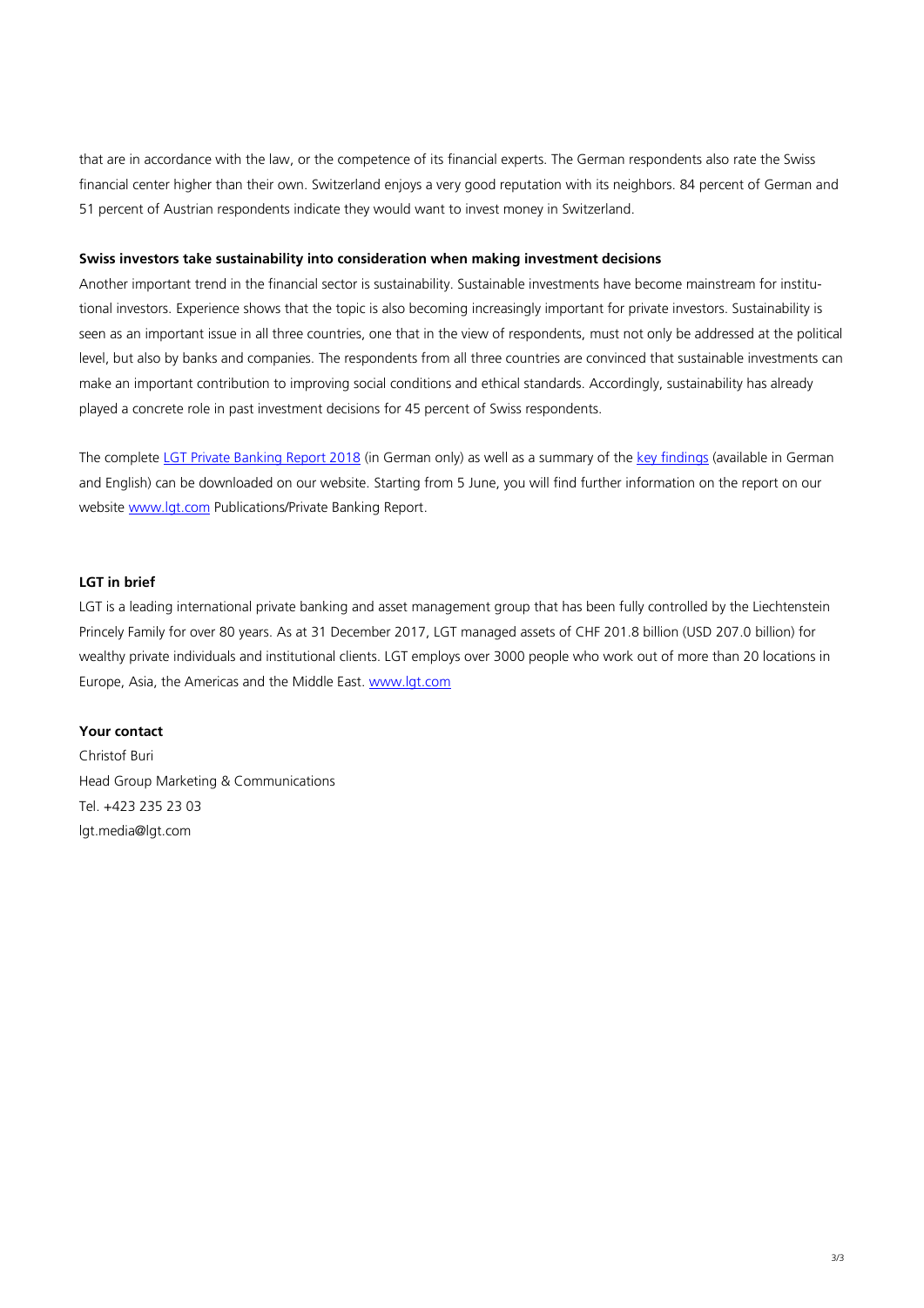that are in accordance with the law, or the competence of its financial experts. The German respondents also rate the Swiss financial center higher than their own. Switzerland enjoys a very good reputation with its neighbors. 84 percent of German and 51 percent of Austrian respondents indicate they would want to invest money in Switzerland.

**Swiss investors take sustainability into consideration when making investment decisions**

Another important trend in the financial sector is sustainability. Sustainable investments have become mainstream for institutional investors. Experience shows that the topic is also becoming increasingly important for private investors. Sustainability is seen as an important issue in all three countries, one that in the view of respondents, must not only be addressed at the political level, but also by banks and companies. The respondents from all three countries are convinced that sustainable investments can make an important contribution to improving social conditions and ethical standards. Accordingly, sustainability has already played a concrete role in past investment decisions for 45 percent of Swiss respondents.

The complete LGT Private Banking Report 2018 (in German only) as well as a summary of the key findings (available in German and English) can be downloaded on our website. Starting from 5 June, you will find further information on the report on our website www.lgt.com Publications/Private Banking Report.

**LGT in brief**

LGT is a leading international private banking and asset management group that has been fully controlled by the Liechtenstein Princely Family for over 80 years. As at 31 December 2017, LGT managed assets of CHF 201.8 billion (USD 207.0 billion) for wealthy private individuals and institutional clients. LGT employs over 3000 people who work out of more than 20 locations in Europe, Asia, the Americas and the Middle East. www.lgt.com

**Your contact**

Christof Buri
Head Group Marketing & Communications
Tel. +423 235 23 03
lgt.media@lgt.com